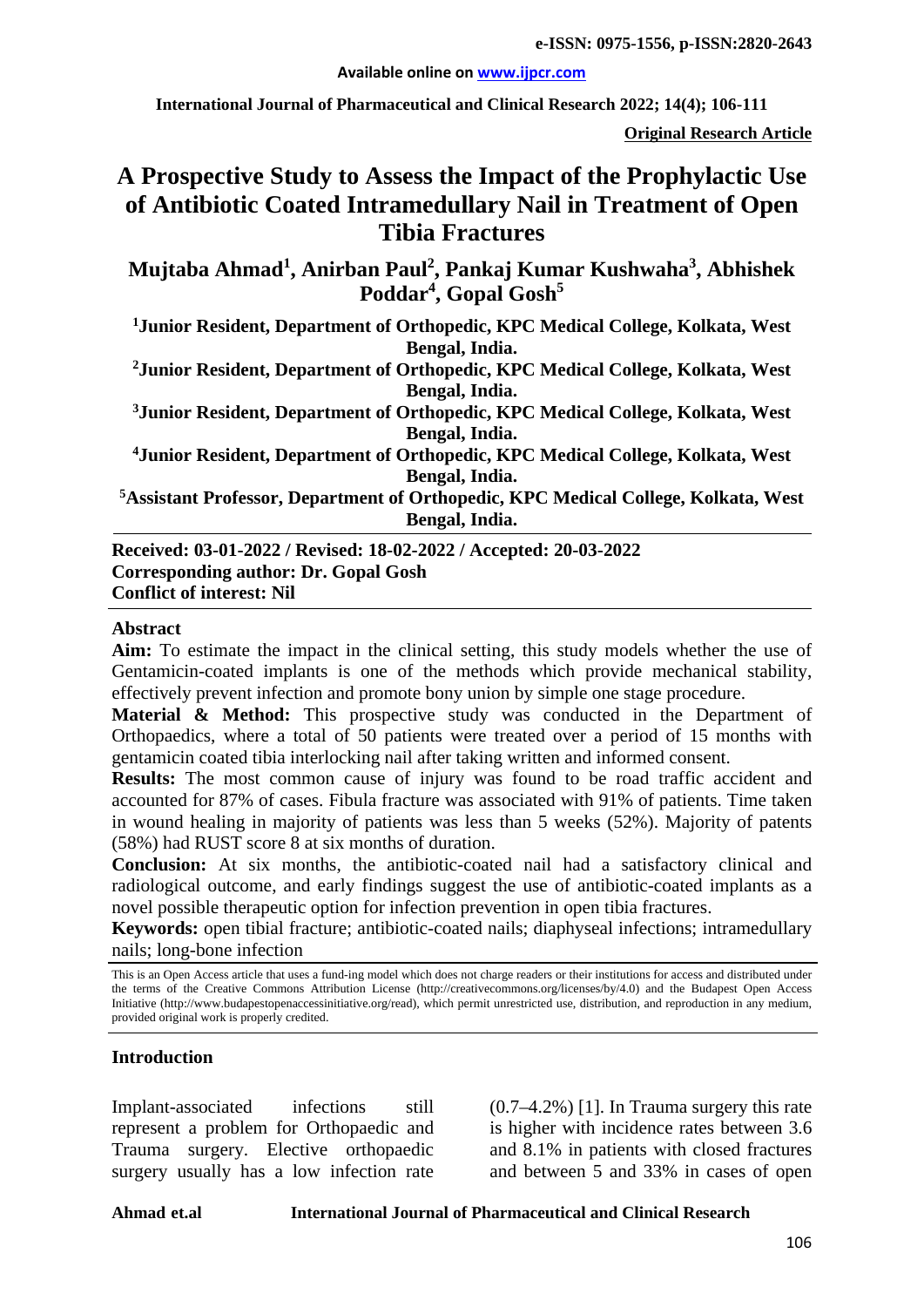**e-ISSN: 0975-1556, p-ISSN:2820-2643**

**Available online on www.ijpcr.com**

**International Journal of Pharmaceutical and Clinical Research 2022; 14(4); 106-111**

**Original Research Article**

# A Prospective Study to Assess the Impact of the Prophylactic Use of Antibiotic Coated Intramedullary Nail in Treatment of Open Tibia Fractures

**Mujtaba Ahmad[1], Anirban Paul[2], Pankaj Kumar Kushwaha[3], Abhishek Poddar[4], Gopal Gosh[5]**

**[1]Junior Resident, Department of Orthopedic, KPC Medical College, Kolkata, West Bengal, India.**

**[2]Junior Resident, Department of Orthopedic, KPC Medical College, Kolkata, West Bengal, India.**

**[3]Junior Resident, Department of Orthopedic, KPC Medical College, Kolkata, West Bengal, India.**

**[4]Junior Resident, Department of Orthopedic, KPC Medical College, Kolkata, West Bengal, India.**

**[5]Assistant Professor, Department of Orthopedic, KPC Medical College, Kolkata, West Bengal, India.**

**Received: 03-01-2022 / Revised: 18-02-2022 / Accepted: 20-03-2022**
**Corresponding author: Dr. Gopal Gosh**
**Conflict of interest: Nil**

## Abstract

**Aim:** To estimate the impact in the clinical setting, this study models whether the use of Gentamicin-coated implants is one of the methods which provide mechanical stability, effectively prevent infection and promote bony union by simple one stage procedure.

**Material & Method:** This prospective study was conducted in the Department of Orthopaedics, where a total of 50 patients were treated over a period of 15 months with gentamicin coated tibia interlocking nail after taking written and informed consent.

**Results:** The most common cause of injury was found to be road traffic accident and accounted for 87% of cases. Fibula fracture was associated with 91% of patients. Time taken in wound healing in majority of patients was less than 5 weeks (52%). Majority of patents (58%) had RUST score 8 at six months of duration.

**Conclusion:** At six months, the antibiotic-coated nail had a satisfactory clinical and radiological outcome, and early findings suggest the use of antibiotic-coated implants as a novel possible therapeutic option for infection prevention in open tibia fractures.

**Keywords:** open tibial fracture; antibiotic-coated nails; diaphyseal infections; intramedullary nails; long-bone infection

This is an Open Access article that uses a fund-ing model which does not charge readers or their institutions for access and distributed under the terms of the Creative Commons Attribution License (http://creativecommons.org/licenses/by/4.0) and the Budapest Open Access Initiative (http://www.budapestopenaccessinitiative.org/read), which permit unrestricted use, distribution, and reproduction in any medium, provided original work is properly credited.

## Introduction

Implant-associated infections still represent a problem for Orthopaedic and Trauma surgery. Elective orthopaedic surgery usually has a low infection rate (0.7–4.2%) [1]. In Trauma surgery this rate is higher with incidence rates between 3.6 and 8.1% in patients with closed fractures and between 5 and 33% in cases of open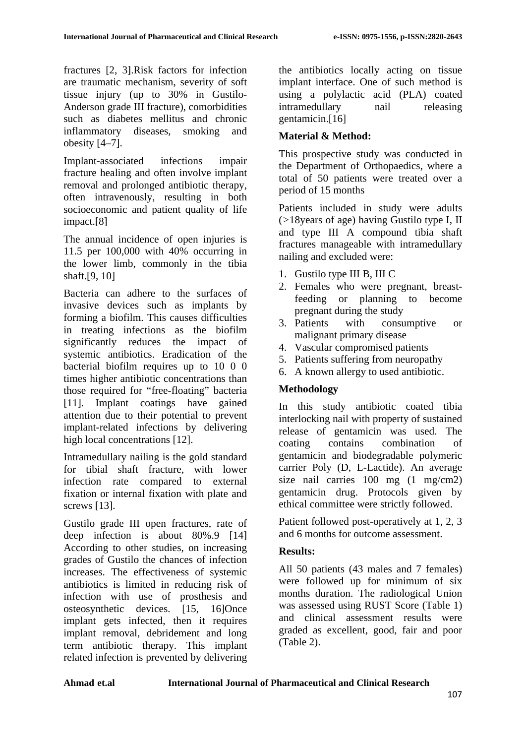fractures [2, 3].Risk factors for infection are traumatic mechanism, severity of soft tissue injury (up to 30% in Gustilo-Anderson grade III fracture), comorbidities such as diabetes mellitus and chronic inflammatory diseases, smoking and obesity [4–7].

Implant-associated infections impair fracture healing and often involve implant removal and prolonged antibiotic therapy, often intravenously, resulting in both socioeconomic and patient quality of life impact.[8]

The annual incidence of open injuries is 11.5 per 100,000 with 40% occurring in the lower limb, commonly in the tibia shaft.[9, 10]

Bacteria can adhere to the surfaces of invasive devices such as implants by forming a biofilm. This causes difficulties in treating infections as the biofilm significantly reduces the impact of systemic antibiotics. Eradication of the bacterial biofilm requires up to 10 0 0 times higher antibiotic concentrations than those required for "free-floating" bacteria [11]. Implant coatings have gained attention due to their potential to prevent implant-related infections by delivering high local concentrations [12].

Intramedullary nailing is the gold standard for tibial shaft fracture, with lower infection rate compared to external fixation or internal fixation with plate and screws [13].

Gustilo grade III open fractures, rate of deep infection is about 80%.9 [14] According to other studies, on increasing grades of Gustilo the chances of infection increases. The effectiveness of systemic antibiotics is limited in reducing risk of infection with use of prosthesis and osteosynthetic devices. [15, 16]Once implant gets infected, then it requires implant removal, debridement and long term antibiotic therapy. This implant related infection is prevented by delivering the antibiotics locally acting on tissue implant interface. One of such method is using a polylactic acid (PLA) coated intramedullary nail releasing gentamicin.[16]

## Material & Method:

This prospective study was conducted in the Department of Orthopaedics, where a total of 50 patients were treated over a period of 15 months

Patients included in study were adults (>18years of age) having Gustilo type I, II and type III A compound tibia shaft fractures manageable with intramedullary nailing and excluded were:

1. Gustilo type III B, III C
2. Females who were pregnant, breast-feeding or planning to become pregnant during the study
3. Patients with consumptive or malignant primary disease
4. Vascular compromised patients
5. Patients suffering from neuropathy
6. A known allergy to used antibiotic.

## Methodology

In this study antibiotic coated tibia interlocking nail with property of sustained release of gentamicin was used. The coating contains combination of gentamicin and biodegradable polymeric carrier Poly (D, L-Lactide). An average size nail carries 100 mg (1 mg/cm2) gentamicin drug. Protocols given by ethical committee were strictly followed.

Patient followed post-operatively at 1, 2, 3 and 6 months for outcome assessment.

## Results:

All 50 patients (43 males and 7 females) were followed up for minimum of six months duration. The radiological Union was assessed using RUST Score (Table 1) and clinical assessment results were graded as excellent, good, fair and poor (Table 2).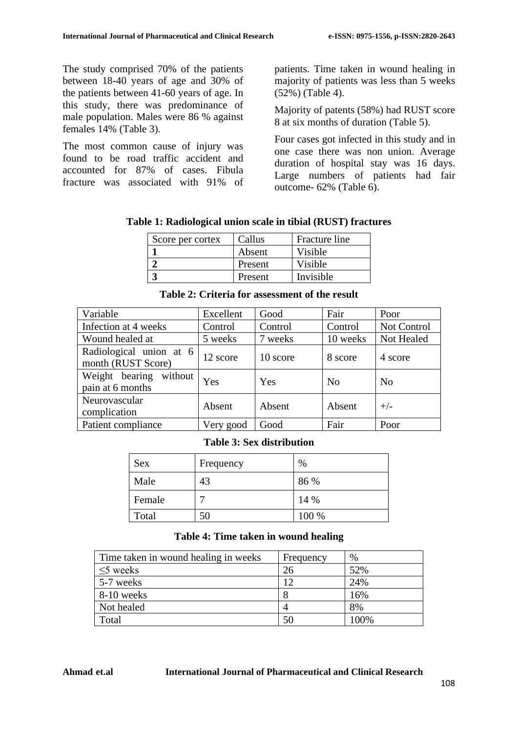The study comprised 70% of the patients between 18-40 years of age and 30% of the patients between 41-60 years of age. In this study, there was predominance of male population. Males were 86 % against females 14% (Table 3).

The most common cause of injury was found to be road traffic accident and accounted for 87% of cases. Fibula fracture was associated with 91% of patients. Time taken in wound healing in majority of patients was less than 5 weeks (52%) (Table 4).

Majority of patents (58%) had RUST score 8 at six months of duration (Table 5).

Four cases got infected in this study and in one case there was non union. Average duration of hospital stay was 16 days. Large numbers of patients had fair outcome- 62% (Table 6).

**Table 1: Radiological union scale in tibial (RUST) fractures**

| Score per cortex | Callus | Fracture line |
|---|---|---|
| **1** | Absent | Visible |
| **2** | Present | Visible |
| **3** | Present | Invisible |

**Table 2: Criteria for assessment of the result**

| Variable | Excellent | Good | Fair | Poor |
|---|---|---|---|---|
| Infection at 4 weeks | Control | Control | Control | Not Control |
| Wound healed at | 5 weeks | 7 weeks | 10 weeks | Not Healed |
| Radiological union at 6 month (RUST Score) | 12 score | 10 score | 8 score | 4 score |
| Weight bearing without pain at 6 months | Yes | Yes | No | No |
| Neurovascular complication | Absent | Absent | Absent | +/- |
| Patient compliance | Very good | Good | Fair | Poor |

**Table 3: Sex distribution**

| Sex | Frequency | % |
|---|---|---|
| Male | 43 | 86 % |
| Female | 7 | 14 % |
| Total | 50 | 100 % |

**Table 4: Time taken in wound healing**

| Time taken in wound healing in weeks | Frequency | % |
|---|---|---|
| ≤5 weeks | 26 | 52% |
| 5-7 weeks | 12 | 24% |
| 8-10 weeks | 8 | 16% |
| Not healed | 4 | 8% |
| Total | 50 | 100% |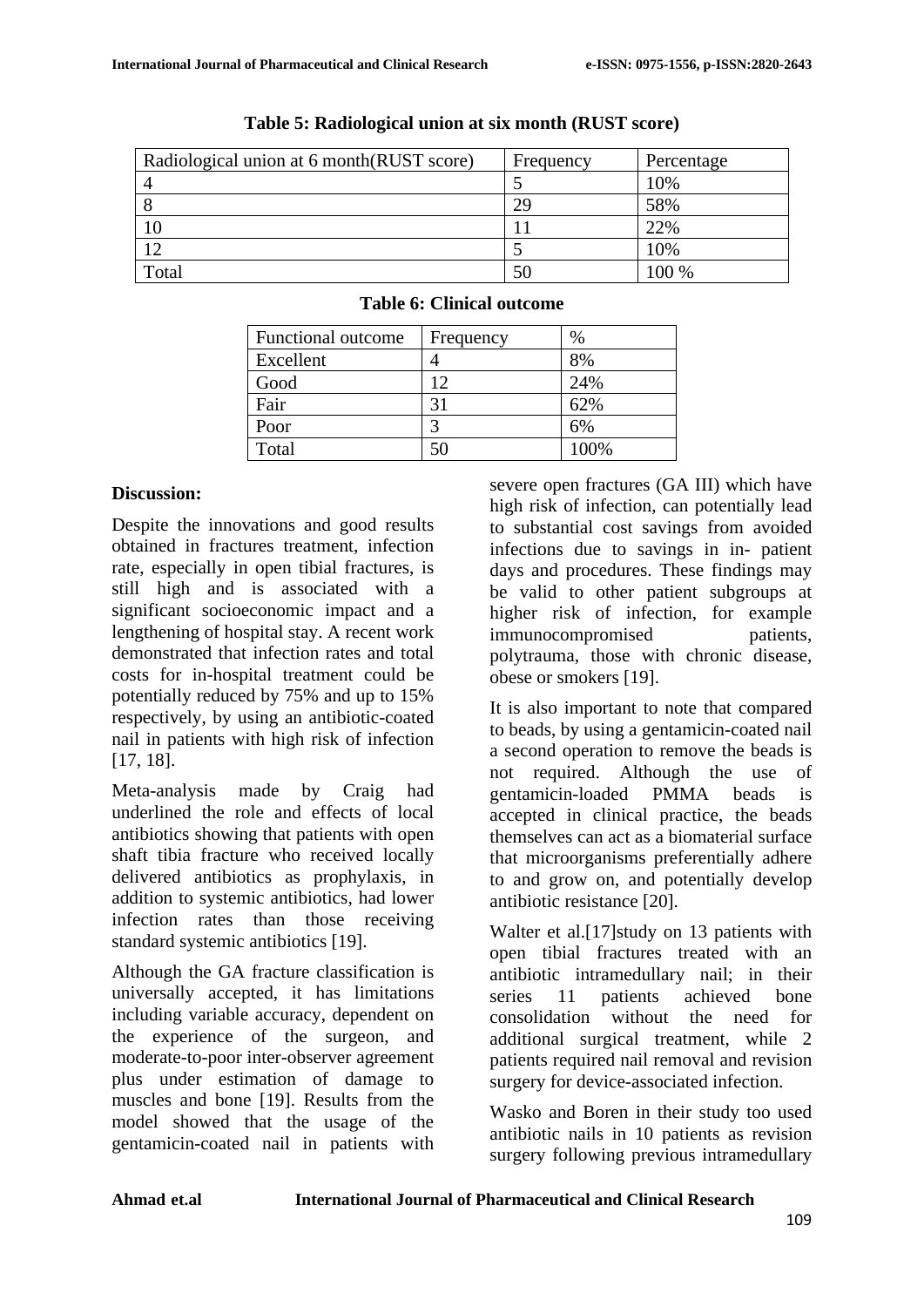**Table 5: Radiological union at six month (RUST score)**

| Radiological union at 6 month(RUST score) | Frequency | Percentage |
| --- | --- | --- |
| 4 | 5 | 10% |
| 8 | 29 | 58% |
| 10 | 11 | 22% |
| 12 | 5 | 10% |
| Total | 50 | 100 % |

**Table 6: Clinical outcome**

| Functional outcome | Frequency | % |
| --- | --- | --- |
| Excellent | 4 | 8% |
| Good | 12 | 24% |
| Fair | 31 | 62% |
| Poor | 3 | 6% |
| Total | 50 | 100% |

## Discussion:

Despite the innovations and good results obtained in fractures treatment, infection rate, especially in open tibial fractures, is still high and is associated with a significant socioeconomic impact and a lengthening of hospital stay. A recent work demonstrated that infection rates and total costs for in-hospital treatment could be potentially reduced by 75% and up to 15% respectively, by using an antibiotic-coated nail in patients with high risk of infection [17, 18].

Meta-analysis made by Craig had underlined the role and effects of local antibiotics showing that patients with open shaft tibia fracture who received locally delivered antibiotics as prophylaxis, in addition to systemic antibiotics, had lower infection rates than those receiving standard systemic antibiotics [19].

Although the GA fracture classification is universally accepted, it has limitations including variable accuracy, dependent on the experience of the surgeon, and moderate-to-poor inter-observer agreement plus under estimation of damage to muscles and bone [19]. Results from the model showed that the usage of the gentamicin-coated nail in patients with severe open fractures (GA III) which have high risk of infection, can potentially lead to substantial cost savings from avoided infections due to savings in in- patient days and procedures. These findings may be valid to other patient subgroups at higher risk of infection, for example immunocompromised patients, polytrauma, those with chronic disease, obese or smokers [19].

It is also important to note that compared to beads, by using a gentamicin-coated nail a second operation to remove the beads is not required. Although the use of gentamicin-loaded PMMA beads is accepted in clinical practice, the beads themselves can act as a biomaterial surface that microorganisms preferentially adhere to and grow on, and potentially develop antibiotic resistance [20].

Walter et al.[17]study on 13 patients with open tibial fractures treated with an antibiotic intramedullary nail; in their series 11 patients achieved bone consolidation without the need for additional surgical treatment, while 2 patients required nail removal and revision surgery for device-associated infection.

Wasko and Boren in their study too used antibiotic nails in 10 patients as revision surgery following previous intramedullary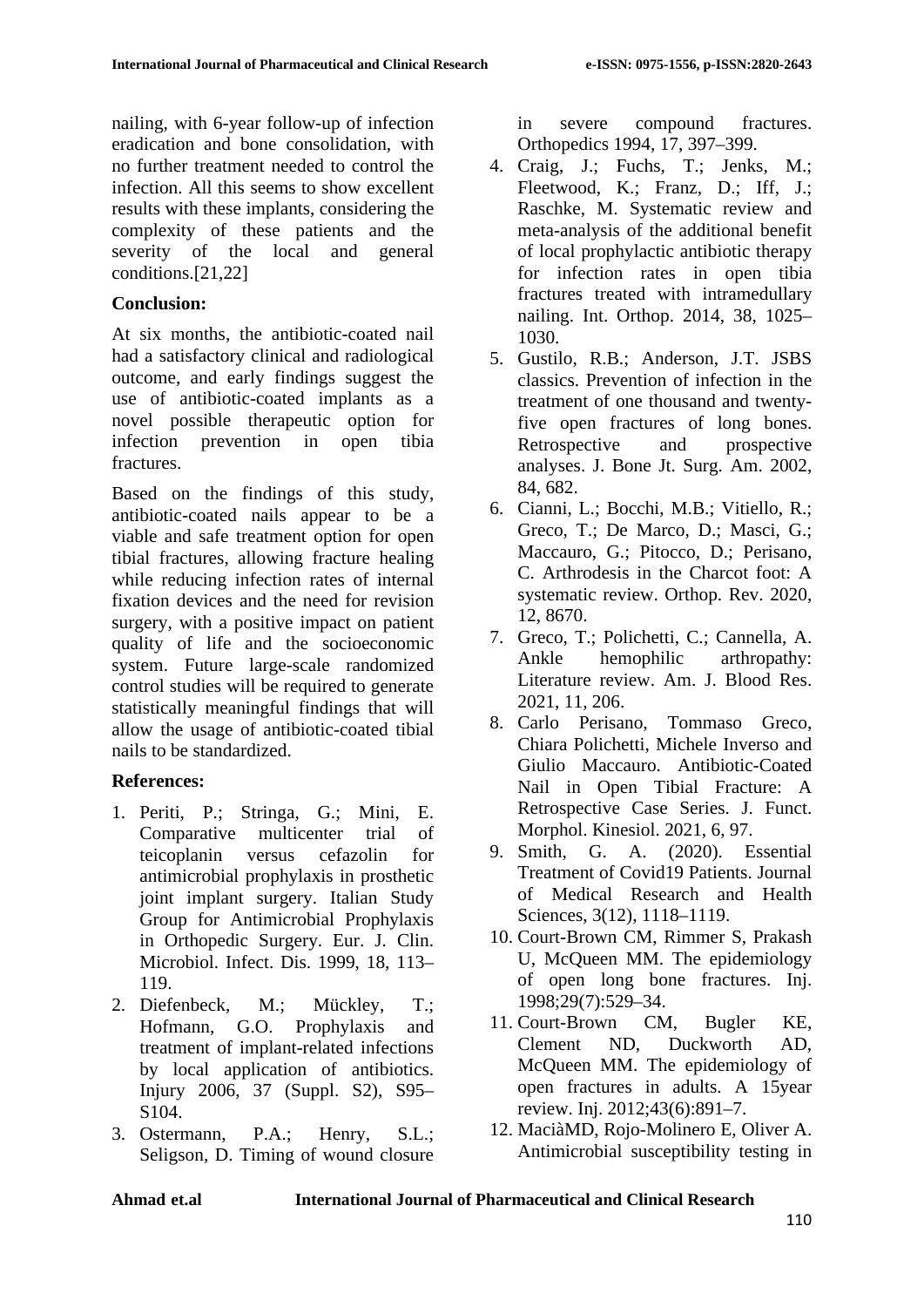nailing, with 6-year follow-up of infection eradication and bone consolidation, with no further treatment needed to control the infection. All this seems to show excellent results with these implants, considering the complexity of these patients and the severity of the local and general conditions.[21,22]

**Conclusion:**

At six months, the antibiotic-coated nail had a satisfactory clinical and radiological outcome, and early findings suggest the use of antibiotic-coated implants as a novel possible therapeutic option for infection prevention in open tibia fractures.

Based on the findings of this study, antibiotic-coated nails appear to be a viable and safe treatment option for open tibial fractures, allowing fracture healing while reducing infection rates of internal fixation devices and the need for revision surgery, with a positive impact on patient quality of life and the socioeconomic system. Future large-scale randomized control studies will be required to generate statistically meaningful findings that will allow the usage of antibiotic-coated tibial nails to be standardized.

**References:**

1. Periti, P.; Stringa, G.; Mini, E. Comparative multicenter trial of teicoplanin versus cefazolin for antimicrobial prophylaxis in prosthetic joint implant surgery. Italian Study Group for Antimicrobial Prophylaxis in Orthopedic Surgery. Eur. J. Clin. Microbiol. Infect. Dis. 1999, 18, 113–119.
2. Diefenbeck, M.; Mückley, T.; Hofmann, G.O. Prophylaxis and treatment of implant-related infections by local application of antibiotics. Injury 2006, 37 (Suppl. S2), S95–S104.
3. Ostermann, P.A.; Henry, S.L.; Seligson, D. Timing of wound closure in severe compound fractures. Orthopedics 1994, 17, 397–399.
4. Craig, J.; Fuchs, T.; Jenks, M.; Fleetwood, K.; Franz, D.; Iff, J.; Raschke, M. Systematic review and meta-analysis of the additional benefit of local prophylactic antibiotic therapy for infection rates in open tibia fractures treated with intramedullary nailing. Int. Orthop. 2014, 38, 1025–1030.
5. Gustilo, R.B.; Anderson, J.T. JSBS classics. Prevention of infection in the treatment of one thousand and twenty-five open fractures of long bones. Retrospective and prospective analyses. J. Bone Jt. Surg. Am. 2002, 84, 682.
6. Cianni, L.; Bocchi, M.B.; Vitiello, R.; Greco, T.; De Marco, D.; Masci, G.; Maccauro, G.; Pitocco, D.; Perisano, C. Arthrodesis in the Charcot foot: A systematic review. Orthop. Rev. 2020, 12, 8670.
7. Greco, T.; Polichetti, C.; Cannella, A. Ankle hemophilic arthropathy: Literature review. Am. J. Blood Res. 2021, 11, 206.
8. Carlo Perisano, Tommaso Greco, Chiara Polichetti, Michele Inverso and Giulio Maccauro. Antibiotic-Coated Nail in Open Tibial Fracture: A Retrospective Case Series. J. Funct. Morphol. Kinesiol. 2021, 6, 97.
9. Smith, G. A. (2020). Essential Treatment of Covid19 Patients. Journal of Medical Research and Health Sciences, 3(12), 1118–1119.
10. Court-Brown CM, Rimmer S, Prakash U, McQueen MM. The epidemiology of open long bone fractures. Inj. 1998;29(7):529–34.
11. Court-Brown CM, Bugler KE, Clement ND, Duckworth AD, McQueen MM. The epidemiology of open fractures in adults. A 15year review. Inj. 2012;43(6):891–7.
12. MaciàMD, Rojo-Molinero E, Oliver A. Antimicrobial susceptibility testing in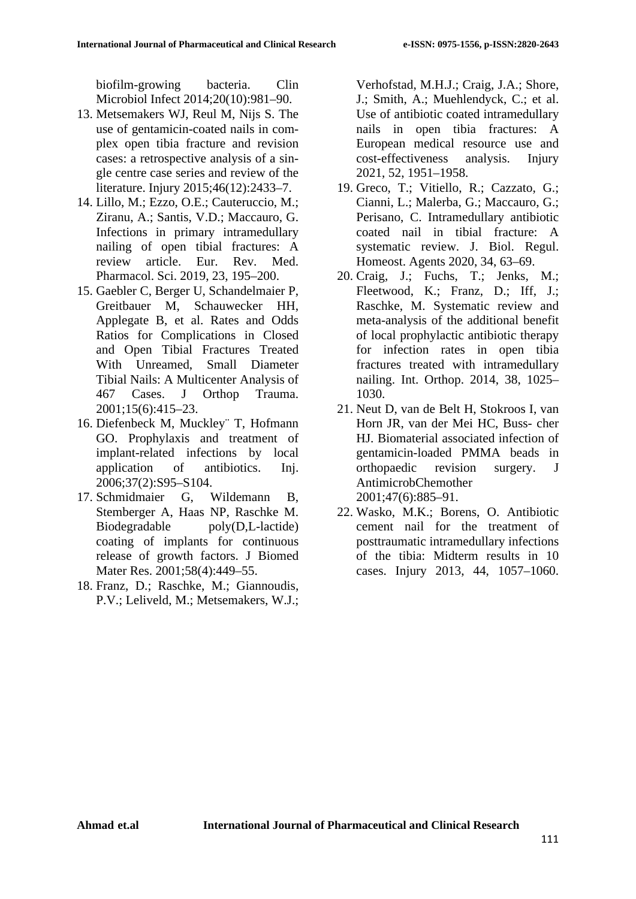biofilm-growing bacteria. Clin Microbiol Infect 2014;20(10):981–90.

13. Metsemakers WJ, Reul M, Nijs S. The use of gentamicin-coated nails in complex open tibia fracture and revision cases: a retrospective analysis of a single centre case series and review of the literature. Injury 2015;46(12):2433–7.
14. Lillo, M.; Ezzo, O.E.; Cauteruccio, M.; Ziranu, A.; Santis, V.D.; Maccauro, G. Infections in primary intramedullary nailing of open tibial fractures: A review article. Eur. Rev. Med. Pharmacol. Sci. 2019, 23, 195–200.
15. Gaebler C, Berger U, Schandelmaier P, Greitbauer M, Schauwecker HH, Applegate B, et al. Rates and Odds Ratios for Complications in Closed and Open Tibial Fractures Treated With Unreamed, Small Diameter Tibial Nails: A Multicenter Analysis of 467 Cases. J Orthop Trauma. 2001;15(6):415–23.
16. Diefenbeck M, Muckley¨ T, Hofmann GO. Prophylaxis and treatment of implant-related infections by local application of antibiotics. Inj. 2006;37(2):S95–S104.
17. Schmidmaier G, Wildemann B, Stemberger A, Haas NP, Raschke M. Biodegradable poly(D,L-lactide) coating of implants for continuous release of growth factors. J Biomed Mater Res. 2001;58(4):449–55.
18. Franz, D.; Raschke, M.; Giannoudis, P.V.; Leliveld, M.; Metsemakers, W.J.; Verhofstad, M.H.J.; Craig, J.A.; Shore, J.; Smith, A.; Muehlendyck, C.; et al. Use of antibiotic coated intramedullary nails in open tibia fractures: A European medical resource use and cost-effectiveness analysis. Injury 2021, 52, 1951–1958.
19. Greco, T.; Vitiello, R.; Cazzato, G.; Cianni, L.; Malerba, G.; Maccauro, G.; Perisano, C. Intramedullary antibiotic coated nail in tibial fracture: A systematic review. J. Biol. Regul. Homeost. Agents 2020, 34, 63–69.
20. Craig, J.; Fuchs, T.; Jenks, M.; Fleetwood, K.; Franz, D.; Iff, J.; Raschke, M. Systematic review and meta-analysis of the additional benefit of local prophylactic antibiotic therapy for infection rates in open tibia fractures treated with intramedullary nailing. Int. Orthop. 2014, 38, 1025–1030.
21. Neut D, van de Belt H, Stokroos I, van Horn JR, van der Mei HC, Buss- cher HJ. Biomaterial associated infection of gentamicin-loaded PMMA beads in orthopaedic revision surgery. J AntimicrobChemother 2001;47(6):885–91.
22. Wasko, M.K.; Borens, O. Antibiotic cement nail for the treatment of posttraumatic intramedullary infections of the tibia: Midterm results in 10 cases. Injury 2013, 44, 1057–1060.